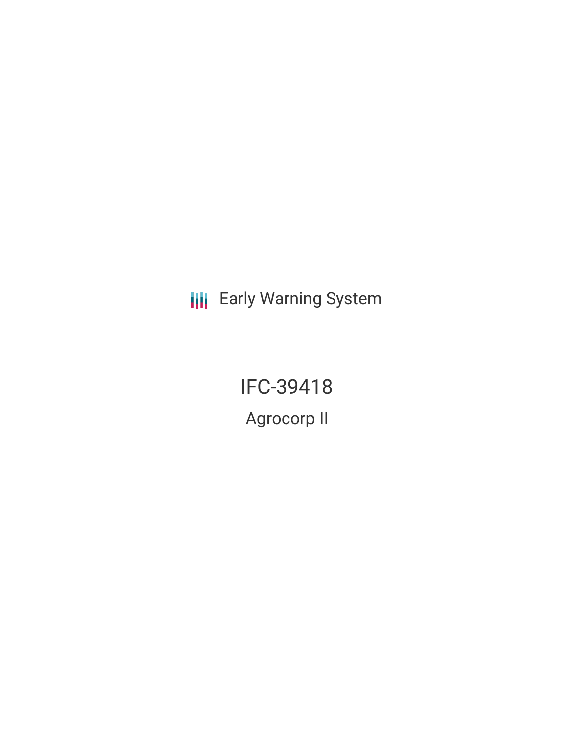Early Warning System

# IFC-39418

## Agrocorp II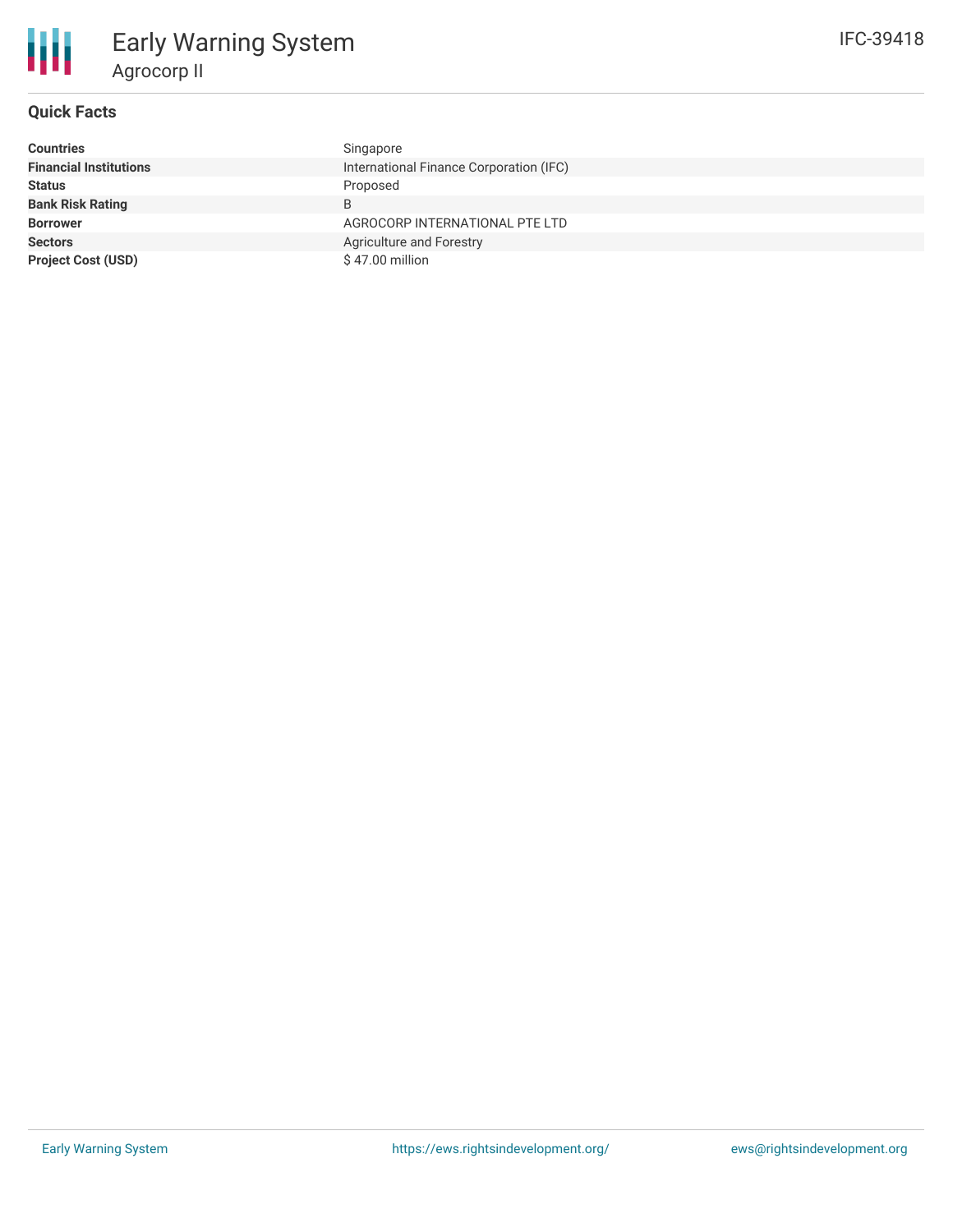# Early Warning System

Agrocorp II

IFC-39418

## Quick Facts

| | |
|---|---|
| **Countries** | Singapore |
| **Financial Institutions** | International Finance Corporation (IFC) |
| **Status** | Proposed |
| **Bank Risk Rating** | B |
| **Borrower** | AGROCORP INTERNATIONAL PTE LTD |
| **Sectors** | Agriculture and Forestry |
| **Project Cost (USD)** | $ 47.00 million |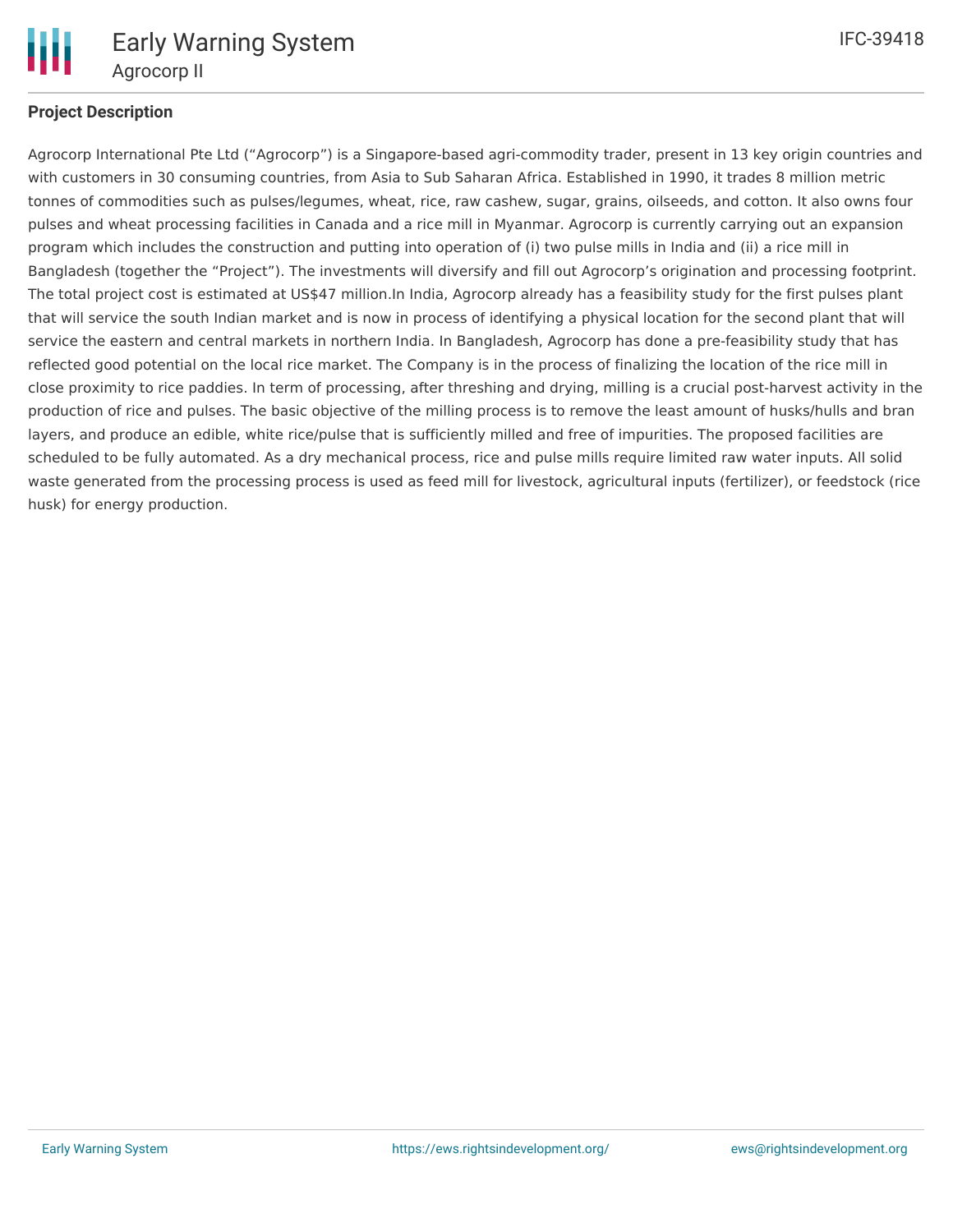## Project Description

Agrocorp International Pte Ltd ("Agrocorp") is a Singapore-based agri-commodity trader, present in 13 key origin countries and with customers in 30 consuming countries, from Asia to Sub Saharan Africa. Established in 1990, it trades 8 million metric tonnes of commodities such as pulses/legumes, wheat, rice, raw cashew, sugar, grains, oilseeds, and cotton. It also owns four pulses and wheat processing facilities in Canada and a rice mill in Myanmar. Agrocorp is currently carrying out an expansion program which includes the construction and putting into operation of (i) two pulse mills in India and (ii) a rice mill in Bangladesh (together the "Project"). The investments will diversify and fill out Agrocorp's origination and processing footprint. The total project cost is estimated at US$47 million.In India, Agrocorp already has a feasibility study for the first pulses plant that will service the south Indian market and is now in process of identifying a physical location for the second plant that will service the eastern and central markets in northern India. In Bangladesh, Agrocorp has done a pre-feasibility study that has reflected good potential on the local rice market. The Company is in the process of finalizing the location of the rice mill in close proximity to rice paddies. In term of processing, after threshing and drying, milling is a crucial post-harvest activity in the production of rice and pulses. The basic objective of the milling process is to remove the least amount of husks/hulls and bran layers, and produce an edible, white rice/pulse that is sufficiently milled and free of impurities. The proposed facilities are scheduled to be fully automated. As a dry mechanical process, rice and pulse mills require limited raw water inputs. All solid waste generated from the processing process is used as feed mill for livestock, agricultural inputs (fertilizer), or feedstock (rice husk) for energy production.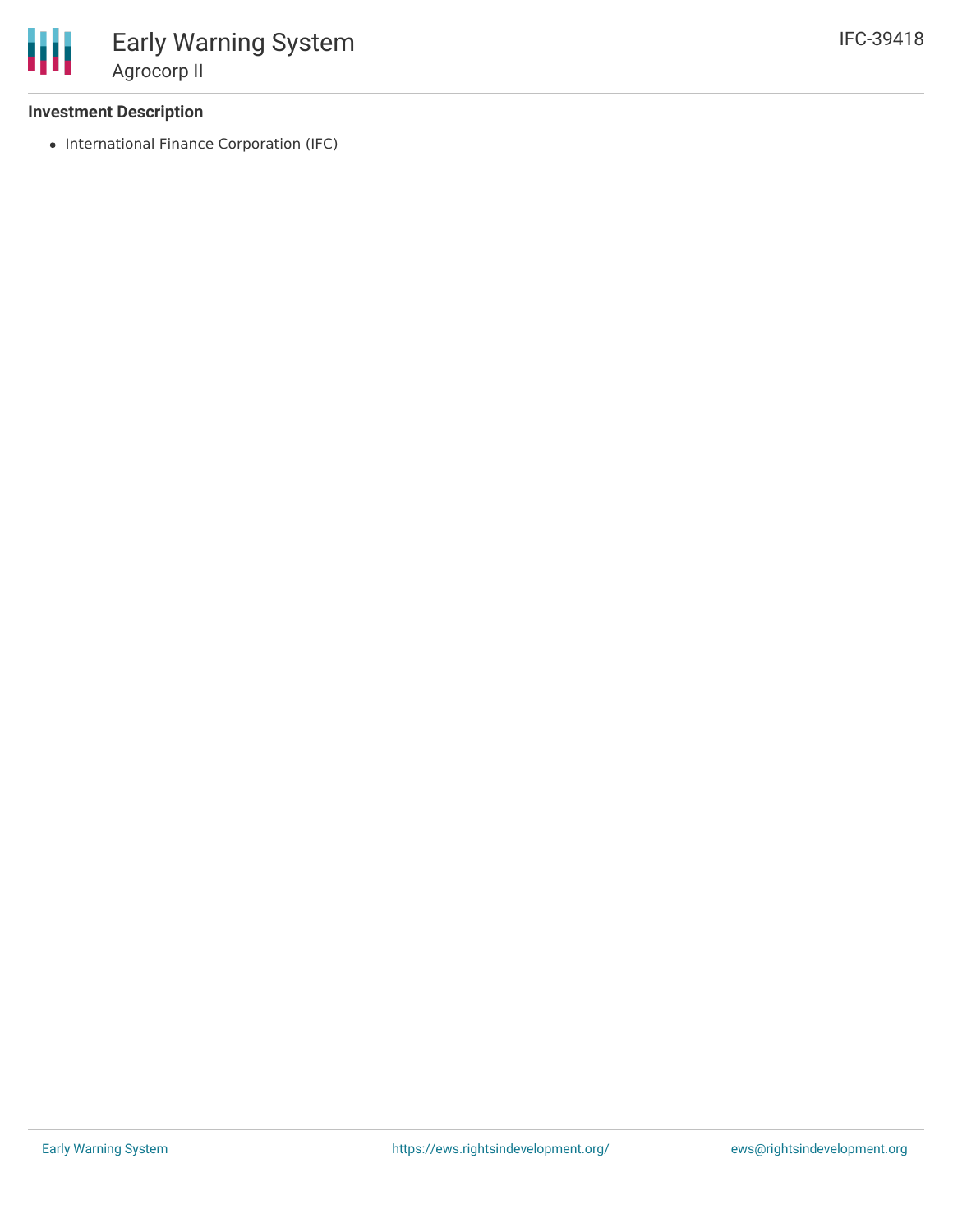### Investment Description

- International Finance Corporation (IFC)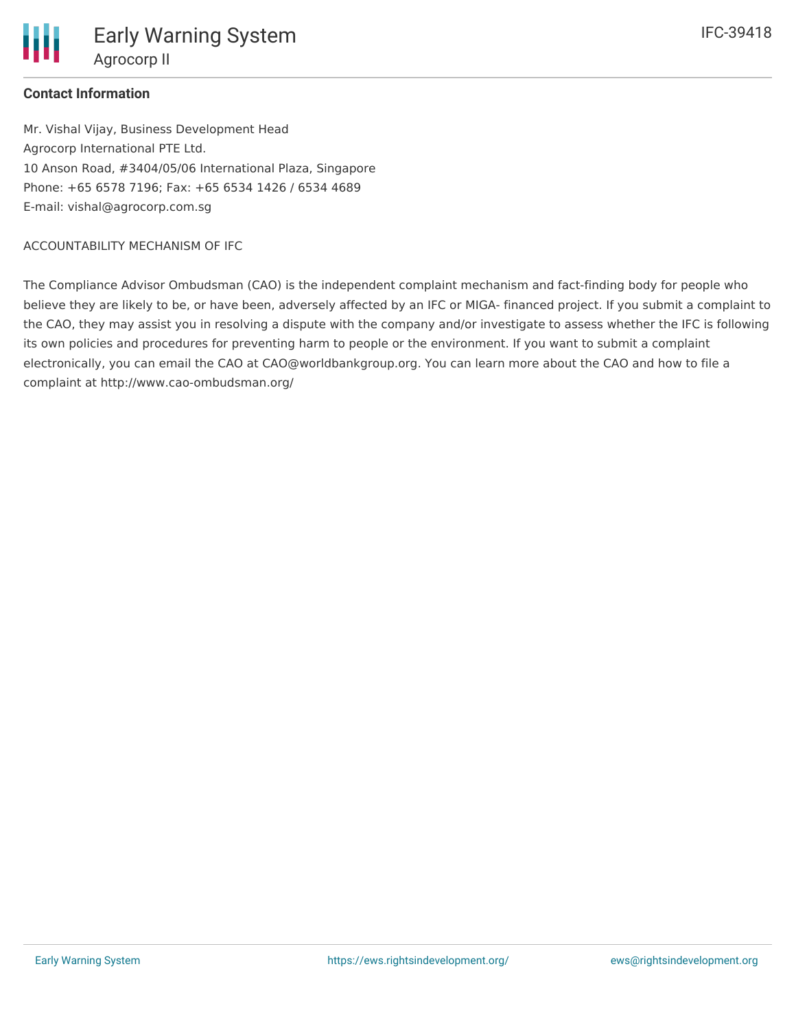**Contact Information**

Mr. Vishal Vijay, Business Development Head
Agrocorp International PTE Ltd.
10 Anson Road, #3404/05/06 International Plaza, Singapore
Phone: +65 6578 7196; Fax: +65 6534 1426 / 6534 4689
E-mail: vishal@agrocorp.com.sg

ACCOUNTABILITY MECHANISM OF IFC

The Compliance Advisor Ombudsman (CAO) is the independent complaint mechanism and fact-finding body for people who believe they are likely to be, or have been, adversely affected by an IFC or MIGA- financed project. If you submit a complaint to the CAO, they may assist you in resolving a dispute with the company and/or investigate to assess whether the IFC is following its own policies and procedures for preventing harm to people or the environment. If you want to submit a complaint electronically, you can email the CAO at CAO@worldbankgroup.org. You can learn more about the CAO and how to file a complaint at http://www.cao-ombudsman.org/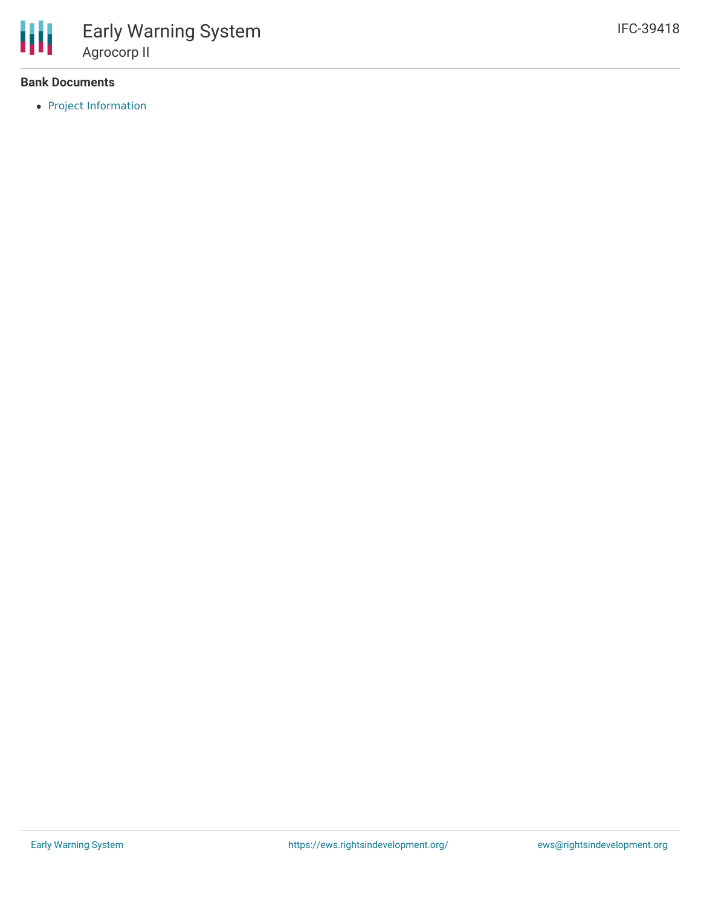**Bank Documents**

- Project Information